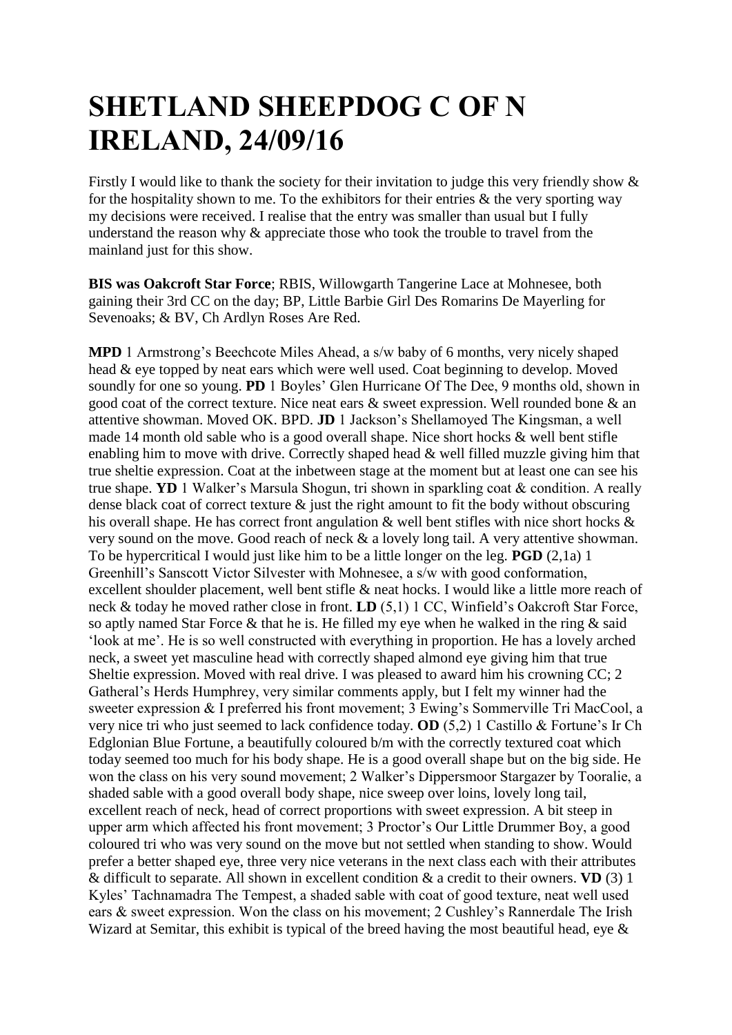# SHETLAND SHEEPDOG C OF N IRELAND, 24/09/16

Firstly I would like to thank the society for their invitation to judge this very friendly show & for the hospitality shown to me. To the exhibitors for their entries & the very sporting way my decisions were received. I realise that the entry was smaller than usual but I fully understand the reason why & appreciate those who took the trouble to travel from the mainland just for this show.

**BIS was Oakcroft Star Force**; RBIS, Willowgarth Tangerine Lace at Mohnesee, both gaining their 3rd CC on the day; BP, Little Barbie Girl Des Romarins De Mayerling for Sevenoaks; & BV, Ch Ardlyn Roses Are Red.

**MPD** 1 Armstrong's Beechcote Miles Ahead, a s/w baby of 6 months, very nicely shaped head & eye topped by neat ears which were well used. Coat beginning to develop. Moved soundly for one so young. **PD** 1 Boyles' Glen Hurricane Of The Dee, 9 months old, shown in good coat of the correct texture. Nice neat ears & sweet expression. Well rounded bone & an attentive showman. Moved OK. BPD. **JD** 1 Jackson's Shellamoyed The Kingsman, a well made 14 month old sable who is a good overall shape. Nice short hocks & well bent stifle enabling him to move with drive. Correctly shaped head & well filled muzzle giving him that true sheltie expression. Coat at the inbetween stage at the moment but at least one can see his true shape. **YD** 1 Walker's Marsula Shogun, tri shown in sparkling coat & condition. A really dense black coat of correct texture & just the right amount to fit the body without obscuring his overall shape. He has correct front angulation & well bent stifles with nice short hocks & very sound on the move. Good reach of neck & a lovely long tail. A very attentive showman. To be hypercritical I would just like him to be a little longer on the leg. **PGD** (2,1a) 1 Greenhill's Sanscott Victor Silvester with Mohnesee, a s/w with good conformation, excellent shoulder placement, well bent stifle & neat hocks. I would like a little more reach of neck & today he moved rather close in front. **LD** (5,1) 1 CC, Winfield's Oakcroft Star Force, so aptly named Star Force & that he is. He filled my eye when he walked in the ring & said 'look at me'. He is so well constructed with everything in proportion. He has a lovely arched neck, a sweet yet masculine head with correctly shaped almond eye giving him that true Sheltie expression. Moved with real drive. I was pleased to award him his crowning CC; 2 Gatheral's Herds Humphrey, very similar comments apply, but I felt my winner had the sweeter expression & I preferred his front movement; 3 Ewing's Sommerville Tri MacCool, a very nice tri who just seemed to lack confidence today. **OD** (5,2) 1 Castillo & Fortune's Ir Ch Edglonian Blue Fortune, a beautifully coloured b/m with the correctly textured coat which today seemed too much for his body shape. He is a good overall shape but on the big side. He won the class on his very sound movement; 2 Walker's Dippersmoor Stargazer by Tooralie, a shaded sable with a good overall body shape, nice sweep over loins, lovely long tail, excellent reach of neck, head of correct proportions with sweet expression. A bit steep in upper arm which affected his front movement; 3 Proctor's Our Little Drummer Boy, a good coloured tri who was very sound on the move but not settled when standing to show. Would prefer a better shaped eye, three very nice veterans in the next class each with their attributes & difficult to separate. All shown in excellent condition & a credit to their owners. **VD** (3) 1 Kyles' Tachnamadra The Tempest, a shaded sable with coat of good texture, neat well used ears & sweet expression. Won the class on his movement; 2 Cushley's Rannerdale The Irish Wizard at Semitar, this exhibit is typical of the breed having the most beautiful head, eye &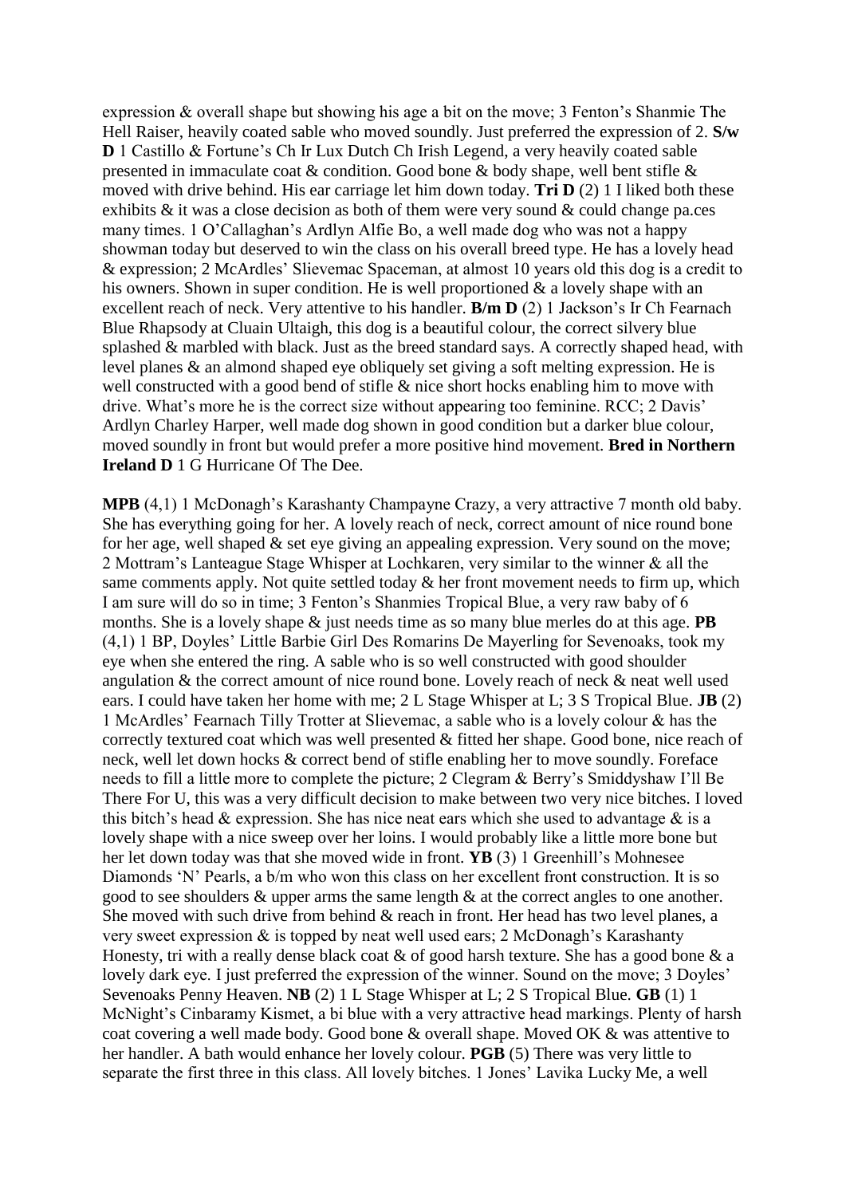expression & overall shape but showing his age a bit on the move; 3 Fenton's Shanmie The Hell Raiser, heavily coated sable who moved soundly. Just preferred the expression of 2. **S/w D** 1 Castillo & Fortune's Ch Ir Lux Dutch Ch Irish Legend, a very heavily coated sable presented in immaculate coat & condition. Good bone & body shape, well bent stifle & moved with drive behind. His ear carriage let him down today. **Tri D** (2) 1 I liked both these exhibits & it was a close decision as both of them were very sound & could change pa.ces many times. 1 O'Callaghan's Ardlyn Alfie Bo, a well made dog who was not a happy showman today but deserved to win the class on his overall breed type. He has a lovely head & expression; 2 McArdles' Slievemac Spaceman, at almost 10 years old this dog is a credit to his owners. Shown in super condition. He is well proportioned & a lovely shape with an excellent reach of neck. Very attentive to his handler. **B/m D** (2) 1 Jackson's Ir Ch Fearnach Blue Rhapsody at Cluain Ultaigh, this dog is a beautiful colour, the correct silvery blue splashed & marbled with black. Just as the breed standard says. A correctly shaped head, with level planes & an almond shaped eye obliquely set giving a soft melting expression. He is well constructed with a good bend of stifle & nice short hocks enabling him to move with drive. What's more he is the correct size without appearing too feminine. RCC; 2 Davis' Ardlyn Charley Harper, well made dog shown in good condition but a darker blue colour, moved soundly in front but would prefer a more positive hind movement. **Bred in Northern Ireland D** 1 G Hurricane Of The Dee.

**MPB** (4,1) 1 McDonagh's Karashanty Champayne Crazy, a very attractive 7 month old baby. She has everything going for her. A lovely reach of neck, correct amount of nice round bone for her age, well shaped & set eye giving an appealing expression. Very sound on the move; 2 Mottram's Lanteague Stage Whisper at Lochkaren, very similar to the winner & all the same comments apply. Not quite settled today & her front movement needs to firm up, which I am sure will do so in time; 3 Fenton's Shanmies Tropical Blue, a very raw baby of 6 months. She is a lovely shape & just needs time as so many blue merles do at this age. **PB** (4,1) 1 BP, Doyles' Little Barbie Girl Des Romarins De Mayerling for Sevenoaks, took my eye when she entered the ring. A sable who is so well constructed with good shoulder angulation & the correct amount of nice round bone. Lovely reach of neck & neat well used ears. I could have taken her home with me; 2 L Stage Whisper at L; 3 S Tropical Blue. **JB** (2) 1 McArdles' Fearnach Tilly Trotter at Slievemac, a sable who is a lovely colour & has the correctly textured coat which was well presented & fitted her shape. Good bone, nice reach of neck, well let down hocks & correct bend of stifle enabling her to move soundly. Foreface needs to fill a little more to complete the picture; 2 Clegram & Berry's Smiddyshaw I'll Be There For U, this was a very difficult decision to make between two very nice bitches. I loved this bitch's head & expression. She has nice neat ears which she used to advantage & is a lovely shape with a nice sweep over her loins. I would probably like a little more bone but her let down today was that she moved wide in front. **YB** (3) 1 Greenhill's Mohnesee Diamonds 'N' Pearls, a b/m who won this class on her excellent front construction. It is so good to see shoulders & upper arms the same length & at the correct angles to one another. She moved with such drive from behind & reach in front. Her head has two level planes, a very sweet expression & is topped by neat well used ears; 2 McDonagh's Karashanty Honesty, tri with a really dense black coat & of good harsh texture. She has a good bone & a lovely dark eye. I just preferred the expression of the winner. Sound on the move; 3 Doyles' Sevenoaks Penny Heaven. **NB** (2) 1 L Stage Whisper at L; 2 S Tropical Blue. **GB** (1) 1 McNight's Cinbaramy Kismet, a bi blue with a very attractive head markings. Plenty of harsh coat covering a well made body. Good bone & overall shape. Moved OK & was attentive to her handler. A bath would enhance her lovely colour. **PGB** (5) There was very little to separate the first three in this class. All lovely bitches. 1 Jones' Lavika Lucky Me, a well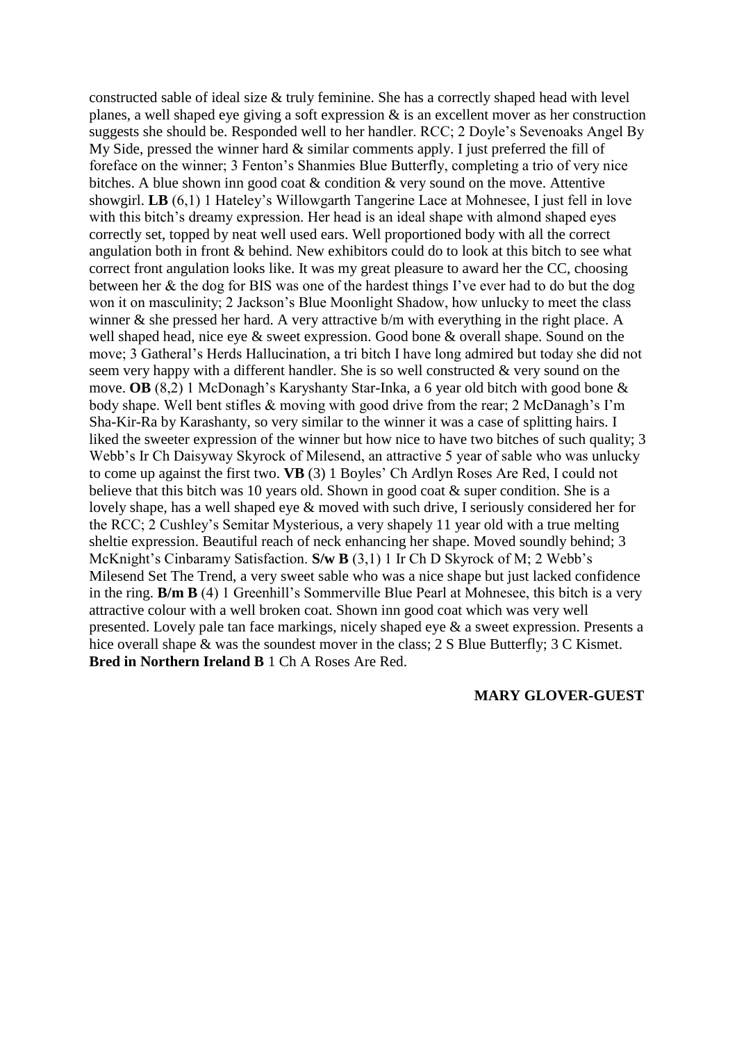constructed sable of ideal size & truly feminine. She has a correctly shaped head with level planes, a well shaped eye giving a soft expression & is an excellent mover as her construction suggests she should be. Responded well to her handler. RCC; 2 Doyle's Sevenoaks Angel By My Side, pressed the winner hard & similar comments apply. I just preferred the fill of foreface on the winner; 3 Fenton's Shanmies Blue Butterfly, completing a trio of very nice bitches. A blue shown inn good coat & condition & very sound on the move. Attentive showgirl. **LB** (6,1) 1 Hateley's Willowgarth Tangerine Lace at Mohnesee, I just fell in love with this bitch's dreamy expression. Her head is an ideal shape with almond shaped eyes correctly set, topped by neat well used ears. Well proportioned body with all the correct angulation both in front & behind. New exhibitors could do to look at this bitch to see what correct front angulation looks like. It was my great pleasure to award her the CC, choosing between her & the dog for BIS was one of the hardest things I've ever had to do but the dog won it on masculinity; 2 Jackson's Blue Moonlight Shadow, how unlucky to meet the class winner & she pressed her hard. A very attractive b/m with everything in the right place. A well shaped head, nice eye & sweet expression. Good bone & overall shape. Sound on the move; 3 Gatheral's Herds Hallucination, a tri bitch I have long admired but today she did not seem very happy with a different handler. She is so well constructed & very sound on the move. **OB** (8,2) 1 McDonagh's Karyshanty Star-Inka, a 6 year old bitch with good bone & body shape. Well bent stifles & moving with good drive from the rear; 2 McDanagh's I'm Sha-Kir-Ra by Karashanty, so very similar to the winner it was a case of splitting hairs. I liked the sweeter expression of the winner but how nice to have two bitches of such quality; 3 Webb's Ir Ch Daisyway Skyrock of Milesend, an attractive 5 year of sable who was unlucky to come up against the first two. **VB** (3) 1 Boyles' Ch Ardlyn Roses Are Red, I could not believe that this bitch was 10 years old. Shown in good coat & super condition. She is a lovely shape, has a well shaped eye & moved with such drive, I seriously considered her for the RCC; 2 Cushley's Semitar Mysterious, a very shapely 11 year old with a true melting sheltie expression. Beautiful reach of neck enhancing her shape. Moved soundly behind; 3 McKnight's Cinbaramy Satisfaction. **S/w B** (3,1) 1 Ir Ch D Skyrock of M; 2 Webb's Milesend Set The Trend, a very sweet sable who was a nice shape but just lacked confidence in the ring. **B/m B** (4) 1 Greenhill's Sommerville Blue Pearl at Mohnesee, this bitch is a very attractive colour with a well broken coat. Shown inn good coat which was very well presented. Lovely pale tan face markings, nicely shaped eye & a sweet expression. Presents a hice overall shape & was the soundest mover in the class; 2 S Blue Butterfly; 3 C Kismet. **Bred in Northern Ireland B** 1 Ch A Roses Are Red.

**MARY GLOVER-GUEST**